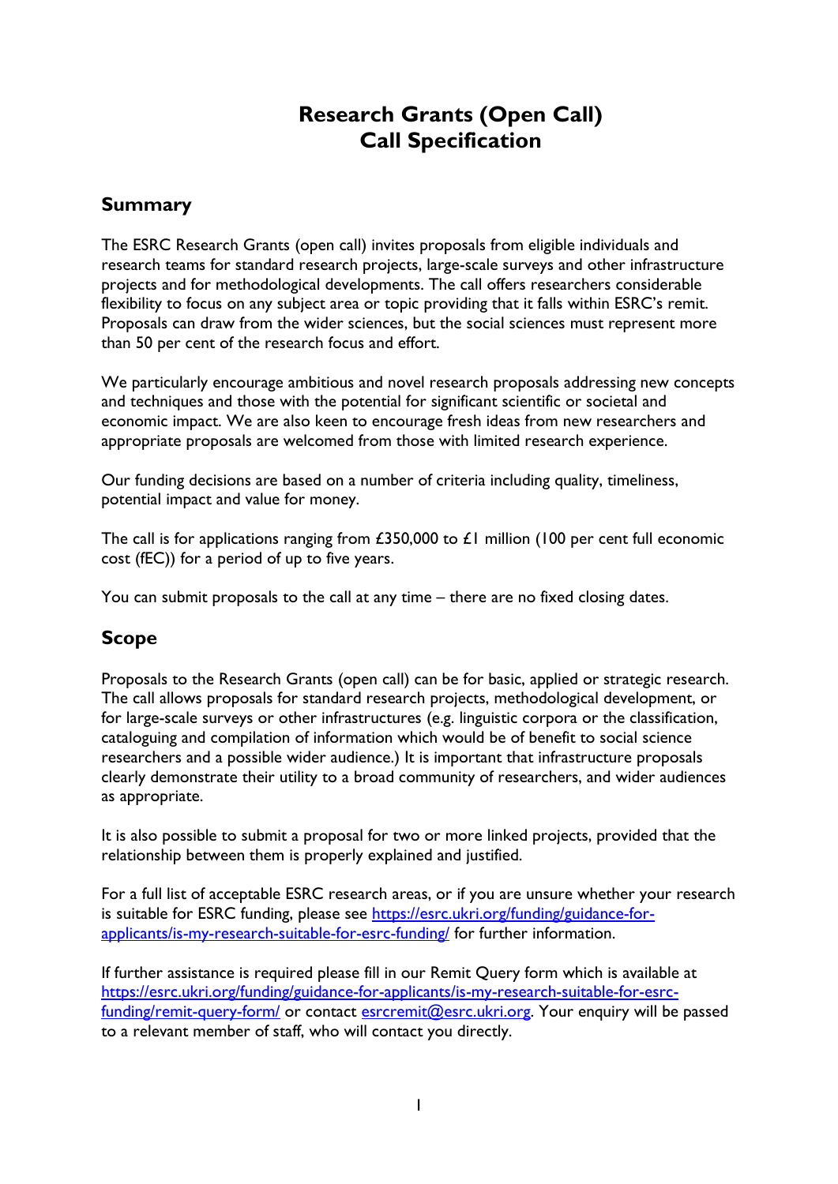# Research Grants (Open Call) Call Specification

## Summary

The ESRC Research Grants (open call) invites proposals from eligible individuals and research teams for standard research projects, large-scale surveys and other infrastructure projects and for methodological developments. The call offers researchers considerable flexibility to focus on any subject area or topic providing that it falls within ESRC's remit. Proposals can draw from the wider sciences, but the social sciences must represent more than 50 per cent of the research focus and effort.

We particularly encourage ambitious and novel research proposals addressing new concepts and techniques and those with the potential for significant scientific or societal and economic impact. We are also keen to encourage fresh ideas from new researchers and appropriate proposals are welcomed from those with limited research experience.

Our funding decisions are based on a number of criteria including quality, timeliness, potential impact and value for money.

The call is for applications ranging from £350,000 to £1 million (100 per cent full economic cost (fEC)) for a period of up to five years.

You can submit proposals to the call at any time – there are no fixed closing dates.

## Scope

Proposals to the Research Grants (open call) can be for basic, applied or strategic research. The call allows proposals for standard research projects, methodological development, or for large-scale surveys or other infrastructures (e.g. linguistic corpora or the classification, cataloguing and compilation of information which would be of benefit to social science researchers and a possible wider audience.) It is important that infrastructure proposals clearly demonstrate their utility to a broad community of researchers, and wider audiences as appropriate.

It is also possible to submit a proposal for two or more linked projects, provided that the relationship between them is properly explained and justified.

For a full list of acceptable ESRC research areas, or if you are unsure whether your research is suitable for ESRC funding, please see [https://esrc.ukri.org/funding/guidance-for-applicants/is-my-research-suitable-for-esrc-funding/](https://esrc.ukri.org/funding/guidance-for-applicants/is-my-research-suitable-for-esrc-funding/) for further information.

If further assistance is required please fill in our Remit Query form which is available at [https://esrc.ukri.org/funding/guidance-for-applicants/is-my-research-suitable-for-esrc-funding/remit-query-form/](https://esrc.ukri.org/funding/guidance-for-applicants/is-my-research-suitable-for-esrc-funding/remit-query-form/) or contact [esrcremit@esrc.ukri.org](mailto:esrcremit@esrc.ukri.org). Your enquiry will be passed to a relevant member of staff, who will contact you directly.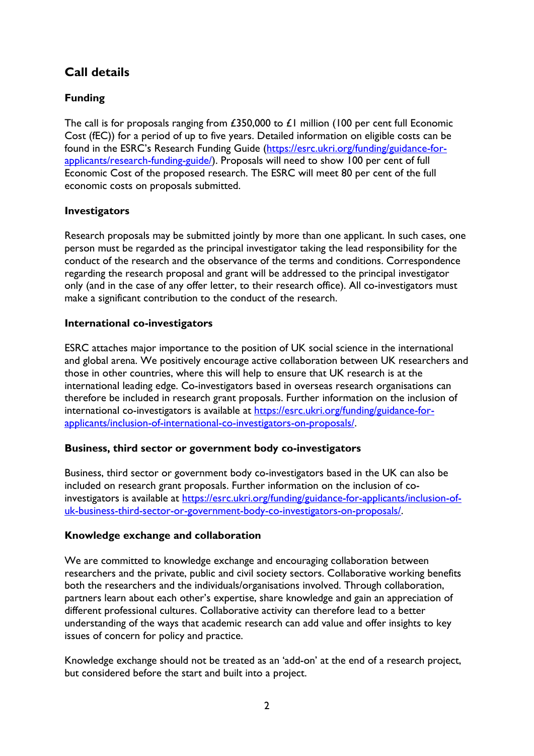## Call details

### Funding

The call is for proposals ranging from £350,000 to £1 million (100 per cent full Economic Cost (fEC)) for a period of up to five years. Detailed information on eligible costs can be found in the ESRC's Research Funding Guide (https://esrc.ukri.org/funding/guidance-for-applicants/research-funding-guide/). Proposals will need to show 100 per cent of full Economic Cost of the proposed research. The ESRC will meet 80 per cent of the full economic costs on proposals submitted.

### Investigators

Research proposals may be submitted jointly by more than one applicant. In such cases, one person must be regarded as the principal investigator taking the lead responsibility for the conduct of the research and the observance of the terms and conditions. Correspondence regarding the research proposal and grant will be addressed to the principal investigator only (and in the case of any offer letter, to their research office). All co-investigators must make a significant contribution to the conduct of the research.

### International co-investigators

ESRC attaches major importance to the position of UK social science in the international and global arena. We positively encourage active collaboration between UK researchers and those in other countries, where this will help to ensure that UK research is at the international leading edge. Co-investigators based in overseas research organisations can therefore be included in research grant proposals. Further information on the inclusion of international co-investigators is available at https://esrc.ukri.org/funding/guidance-for-applicants/inclusion-of-international-co-investigators-on-proposals/.

### Business, third sector or government body co-investigators

Business, third sector or government body co-investigators based in the UK can also be included on research grant proposals. Further information on the inclusion of co-investigators is available at https://esrc.ukri.org/funding/guidance-for-applicants/inclusion-of-uk-business-third-sector-or-government-body-co-investigators-on-proposals/.

### Knowledge exchange and collaboration

We are committed to knowledge exchange and encouraging collaboration between researchers and the private, public and civil society sectors. Collaborative working benefits both the researchers and the individuals/organisations involved. Through collaboration, partners learn about each other's expertise, share knowledge and gain an appreciation of different professional cultures. Collaborative activity can therefore lead to a better understanding of the ways that academic research can add value and offer insights to key issues of concern for policy and practice.

Knowledge exchange should not be treated as an 'add-on' at the end of a research project, but considered before the start and built into a project.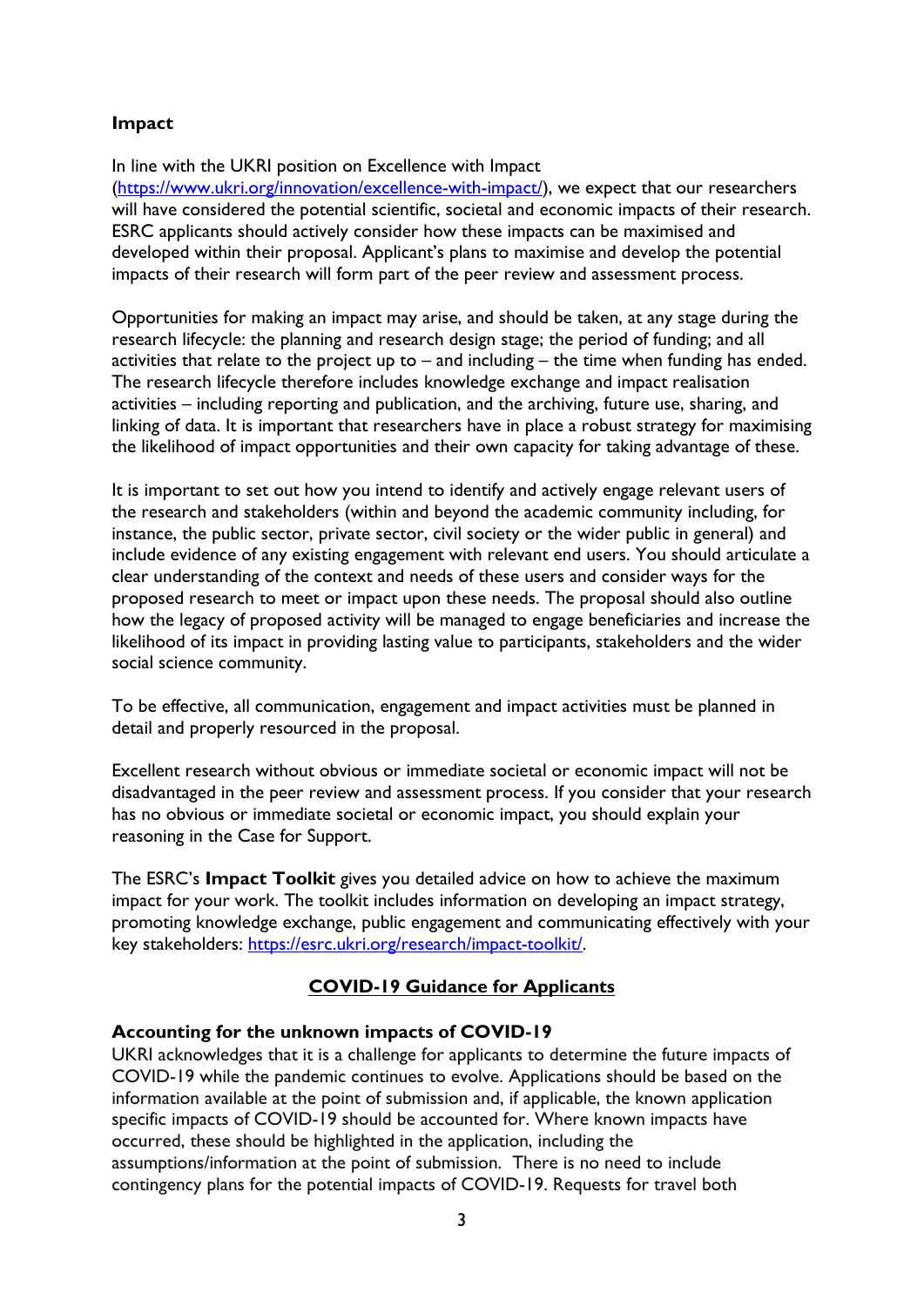**Impact**

In line with the UKRI position on Excellence with Impact (https://www.ukri.org/innovation/excellence-with-impact/), we expect that our researchers will have considered the potential scientific, societal and economic impacts of their research. ESRC applicants should actively consider how these impacts can be maximised and developed within their proposal. Applicant's plans to maximise and develop the potential impacts of their research will form part of the peer review and assessment process.

Opportunities for making an impact may arise, and should be taken, at any stage during the research lifecycle: the planning and research design stage; the period of funding; and all activities that relate to the project up to – and including – the time when funding has ended. The research lifecycle therefore includes knowledge exchange and impact realisation activities – including reporting and publication, and the archiving, future use, sharing, and linking of data. It is important that researchers have in place a robust strategy for maximising the likelihood of impact opportunities and their own capacity for taking advantage of these.

It is important to set out how you intend to identify and actively engage relevant users of the research and stakeholders (within and beyond the academic community including, for instance, the public sector, private sector, civil society or the wider public in general) and include evidence of any existing engagement with relevant end users. You should articulate a clear understanding of the context and needs of these users and consider ways for the proposed research to meet or impact upon these needs. The proposal should also outline how the legacy of proposed activity will be managed to engage beneficiaries and increase the likelihood of its impact in providing lasting value to participants, stakeholders and the wider social science community.

To be effective, all communication, engagement and impact activities must be planned in detail and properly resourced in the proposal.

Excellent research without obvious or immediate societal or economic impact will not be disadvantaged in the peer review and assessment process. If you consider that your research has no obvious or immediate societal or economic impact, you should explain your reasoning in the Case for Support.

The ESRC's **Impact Toolkit** gives you detailed advice on how to achieve the maximum impact for your work. The toolkit includes information on developing an impact strategy, promoting knowledge exchange, public engagement and communicating effectively with your key stakeholders: https://esrc.ukri.org/research/impact-toolkit/.

## COVID-19 Guidance for Applicants

**Accounting for the unknown impacts of COVID-19**

UKRI acknowledges that it is a challenge for applicants to determine the future impacts of COVID-19 while the pandemic continues to evolve. Applications should be based on the information available at the point of submission and, if applicable, the known application specific impacts of COVID-19 should be accounted for. Where known impacts have occurred, these should be highlighted in the application, including the assumptions/information at the point of submission. There is no need to include contingency plans for the potential impacts of COVID-19. Requests for travel both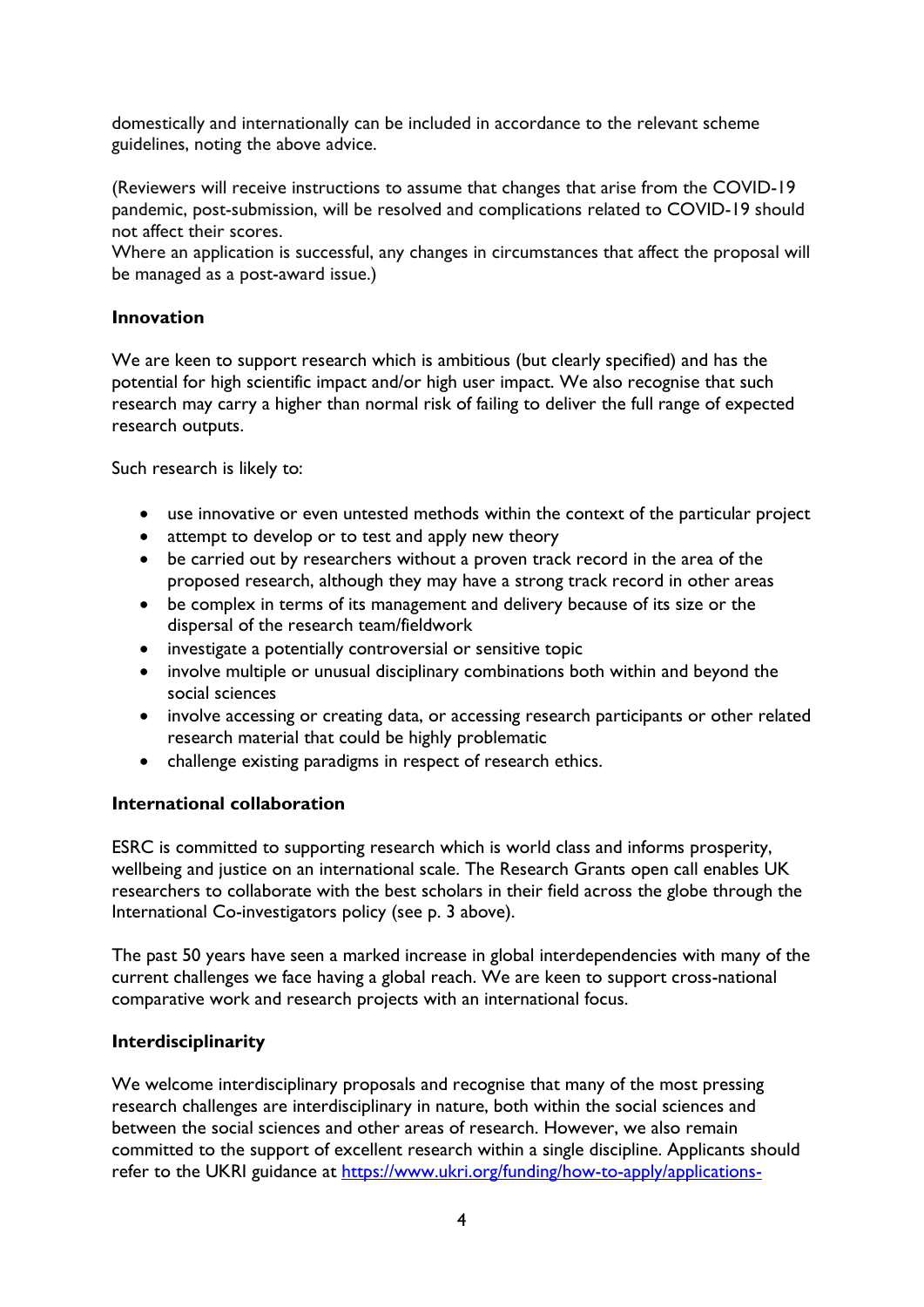domestically and internationally can be included in accordance to the relevant scheme guidelines, noting the above advice.

(Reviewers will receive instructions to assume that changes that arise from the COVID-19 pandemic, post-submission, will be resolved and complications related to COVID-19 should not affect their scores.
Where an application is successful, any changes in circumstances that affect the proposal will be managed as a post-award issue.)

**Innovation**

We are keen to support research which is ambitious (but clearly specified) and has the potential for high scientific impact and/or high user impact. We also recognise that such research may carry a higher than normal risk of failing to deliver the full range of expected research outputs.

Such research is likely to:

- use innovative or even untested methods within the context of the particular project
- attempt to develop or to test and apply new theory
- be carried out by researchers without a proven track record in the area of the proposed research, although they may have a strong track record in other areas
- be complex in terms of its management and delivery because of its size or the dispersal of the research team/fieldwork
- investigate a potentially controversial or sensitive topic
- involve multiple or unusual disciplinary combinations both within and beyond the social sciences
- involve accessing or creating data, or accessing research participants or other related research material that could be highly problematic
- challenge existing paradigms in respect of research ethics.

**International collaboration**

ESRC is committed to supporting research which is world class and informs prosperity, wellbeing and justice on an international scale. The Research Grants open call enables UK researchers to collaborate with the best scholars in their field across the globe through the International Co-investigators policy (see p. 3 above).

The past 50 years have seen a marked increase in global interdependencies with many of the current challenges we face having a global reach. We are keen to support cross-national comparative work and research projects with an international focus.

**Interdisciplinarity**

We welcome interdisciplinary proposals and recognise that many of the most pressing research challenges are interdisciplinary in nature, both within the social sciences and between the social sciences and other areas of research. However, we also remain committed to the support of excellent research within a single discipline. Applicants should refer to the UKRI guidance at https://www.ukri.org/funding/how-to-apply/applications-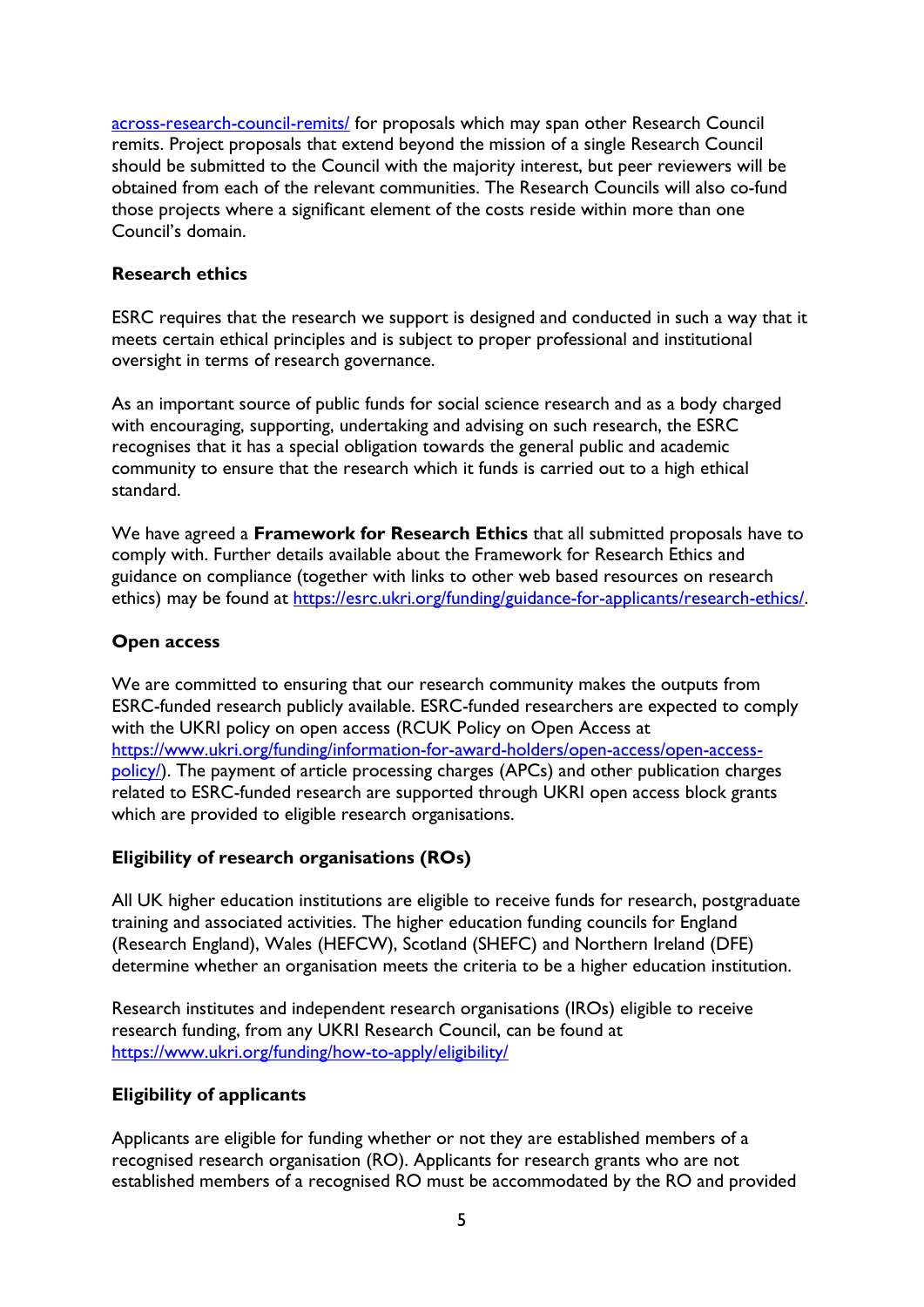across-research-council-remits/ for proposals which may span other Research Council remits. Project proposals that extend beyond the mission of a single Research Council should be submitted to the Council with the majority interest, but peer reviewers will be obtained from each of the relevant communities. The Research Councils will also co-fund those projects where a significant element of the costs reside within more than one Council's domain.

**Research ethics**

ESRC requires that the research we support is designed and conducted in such a way that it meets certain ethical principles and is subject to proper professional and institutional oversight in terms of research governance.

As an important source of public funds for social science research and as a body charged with encouraging, supporting, undertaking and advising on such research, the ESRC recognises that it has a special obligation towards the general public and academic community to ensure that the research which it funds is carried out to a high ethical standard.

We have agreed a **Framework for Research Ethics** that all submitted proposals have to comply with. Further details available about the Framework for Research Ethics and guidance on compliance (together with links to other web based resources on research ethics) may be found at https://esrc.ukri.org/funding/guidance-for-applicants/research-ethics/.

**Open access**

We are committed to ensuring that our research community makes the outputs from ESRC-funded research publicly available. ESRC-funded researchers are expected to comply with the UKRI policy on open access (RCUK Policy on Open Access at https://www.ukri.org/funding/information-for-award-holders/open-access/open-access-policy/). The payment of article processing charges (APCs) and other publication charges related to ESRC-funded research are supported through UKRI open access block grants which are provided to eligible research organisations.

**Eligibility of research organisations (ROs)**

All UK higher education institutions are eligible to receive funds for research, postgraduate training and associated activities. The higher education funding councils for England (Research England), Wales (HEFCW), Scotland (SHEFC) and Northern Ireland (DFE) determine whether an organisation meets the criteria to be a higher education institution.

Research institutes and independent research organisations (IROs) eligible to receive research funding, from any UKRI Research Council, can be found at https://www.ukri.org/funding/how-to-apply/eligibility/

**Eligibility of applicants**

Applicants are eligible for funding whether or not they are established members of a recognised research organisation (RO). Applicants for research grants who are not established members of a recognised RO must be accommodated by the RO and provided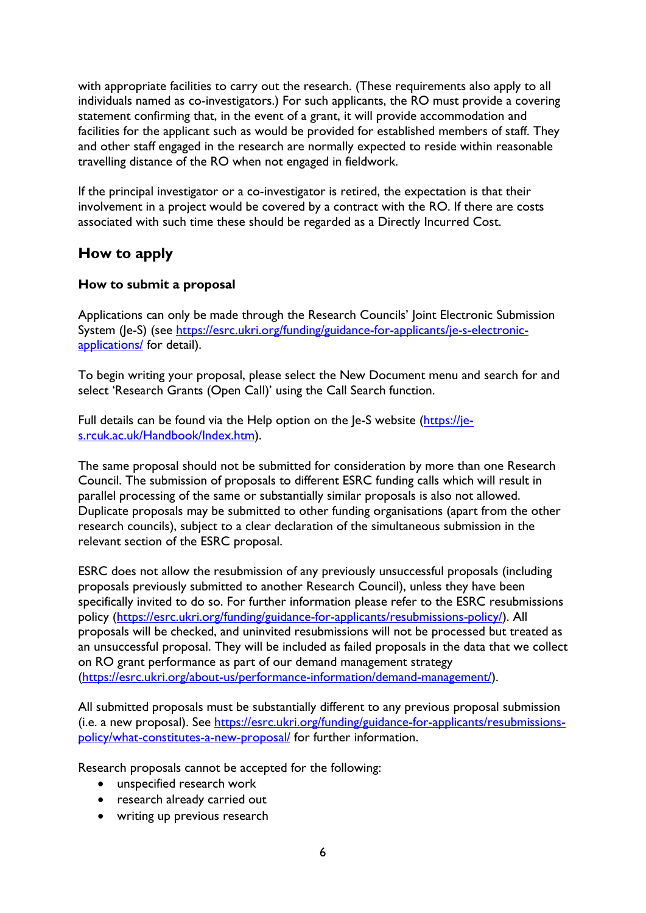with appropriate facilities to carry out the research. (These requirements also apply to all individuals named as co-investigators.) For such applicants, the RO must provide a covering statement confirming that, in the event of a grant, it will provide accommodation and facilities for the applicant such as would be provided for established members of staff. They and other staff engaged in the research are normally expected to reside within reasonable travelling distance of the RO when not engaged in fieldwork.

If the principal investigator or a co-investigator is retired, the expectation is that their involvement in a project would be covered by a contract with the RO. If there are costs associated with such time these should be regarded as a Directly Incurred Cost.

## How to apply

### How to submit a proposal

Applications can only be made through the Research Councils' Joint Electronic Submission System (Je-S) (see [https://esrc.ukri.org/funding/guidance-for-applicants/je-s-electronic-applications/](https://esrc.ukri.org/funding/guidance-for-applicants/je-s-electronic-applications/) for detail).

To begin writing your proposal, please select the New Document menu and search for and select 'Research Grants (Open Call)' using the Call Search function.

Full details can be found via the Help option on the Je-S website ([https://je-s.rcuk.ac.uk/Handbook/Index.htm](https://je-s.rcuk.ac.uk/Handbook/Index.htm)).

The same proposal should not be submitted for consideration by more than one Research Council. The submission of proposals to different ESRC funding calls which will result in parallel processing of the same or substantially similar proposals is also not allowed. Duplicate proposals may be submitted to other funding organisations (apart from the other research councils), subject to a clear declaration of the simultaneous submission in the relevant section of the ESRC proposal.

ESRC does not allow the resubmission of any previously unsuccessful proposals (including proposals previously submitted to another Research Council), unless they have been specifically invited to do so. For further information please refer to the ESRC resubmissions policy ([https://esrc.ukri.org/funding/guidance-for-applicants/resubmissions-policy/](https://esrc.ukri.org/funding/guidance-for-applicants/resubmissions-policy/)). All proposals will be checked, and uninvited resubmissions will not be processed but treated as an unsuccessful proposal. They will be included as failed proposals in the data that we collect on RO grant performance as part of our demand management strategy ([https://esrc.ukri.org/about-us/performance-information/demand-management/](https://esrc.ukri.org/about-us/performance-information/demand-management/)).

All submitted proposals must be substantially different to any previous proposal submission (i.e. a new proposal). See [https://esrc.ukri.org/funding/guidance-for-applicants/resubmissions-policy/what-constitutes-a-new-proposal/](https://esrc.ukri.org/funding/guidance-for-applicants/resubmissions-policy/what-constitutes-a-new-proposal/) for further information.

Research proposals cannot be accepted for the following:

- unspecified research work
- research already carried out
- writing up previous research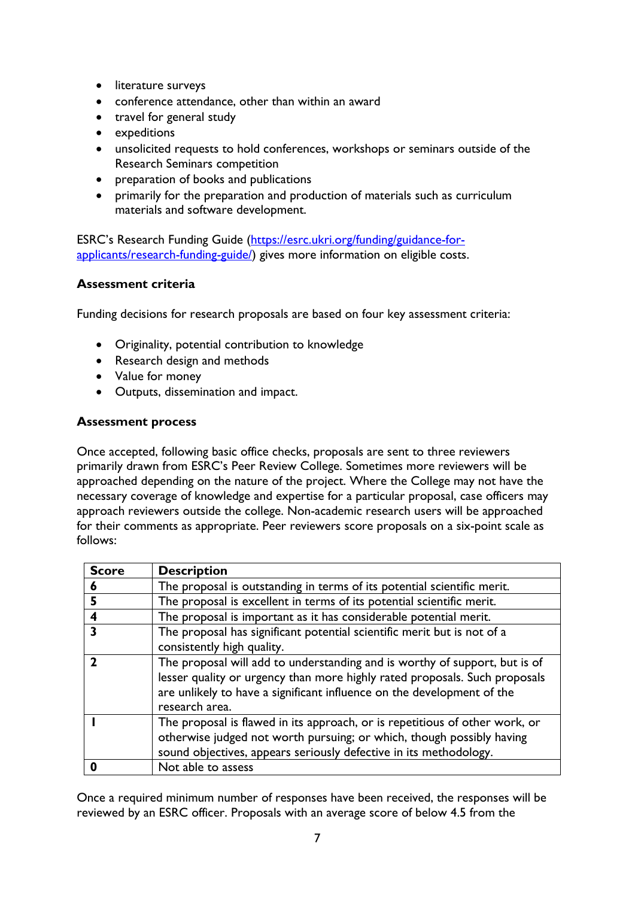- literature surveys
- conference attendance, other than within an award
- travel for general study
- expeditions
- unsolicited requests to hold conferences, workshops or seminars outside of the Research Seminars competition
- preparation of books and publications
- primarily for the preparation and production of materials such as curriculum materials and software development.

ESRC's Research Funding Guide (https://esrc.ukri.org/funding/guidance-for-applicants/research-funding-guide/) gives more information on eligible costs.

**Assessment criteria**

Funding decisions for research proposals are based on four key assessment criteria:

- Originality, potential contribution to knowledge
- Research design and methods
- Value for money
- Outputs, dissemination and impact.

**Assessment process**

Once accepted, following basic office checks, proposals are sent to three reviewers primarily drawn from ESRC's Peer Review College. Sometimes more reviewers will be approached depending on the nature of the project. Where the College may not have the necessary coverage of knowledge and expertise for a particular proposal, case officers may approach reviewers outside the college. Non-academic research users will be approached for their comments as appropriate. Peer reviewers score proposals on a six-point scale as follows:

| Score | Description |
|---|---|
| **6** | The proposal is outstanding in terms of its potential scientific merit. |
| **5** | The proposal is excellent in terms of its potential scientific merit. |
| **4** | The proposal is important as it has considerable potential merit. |
| **3** | The proposal has significant potential scientific merit but is not of a consistently high quality. |
| **2** | The proposal will add to understanding and is worthy of support, but is of lesser quality or urgency than more highly rated proposals. Such proposals are unlikely to have a significant influence on the development of the research area. |
| **1** | The proposal is flawed in its approach, or is repetitious of other work, or otherwise judged not worth pursuing; or which, though possibly having sound objectives, appears seriously defective in its methodology. |
| **0** | Not able to assess |

Once a required minimum number of responses have been received, the responses will be reviewed by an ESRC officer. Proposals with an average score of below 4.5 from the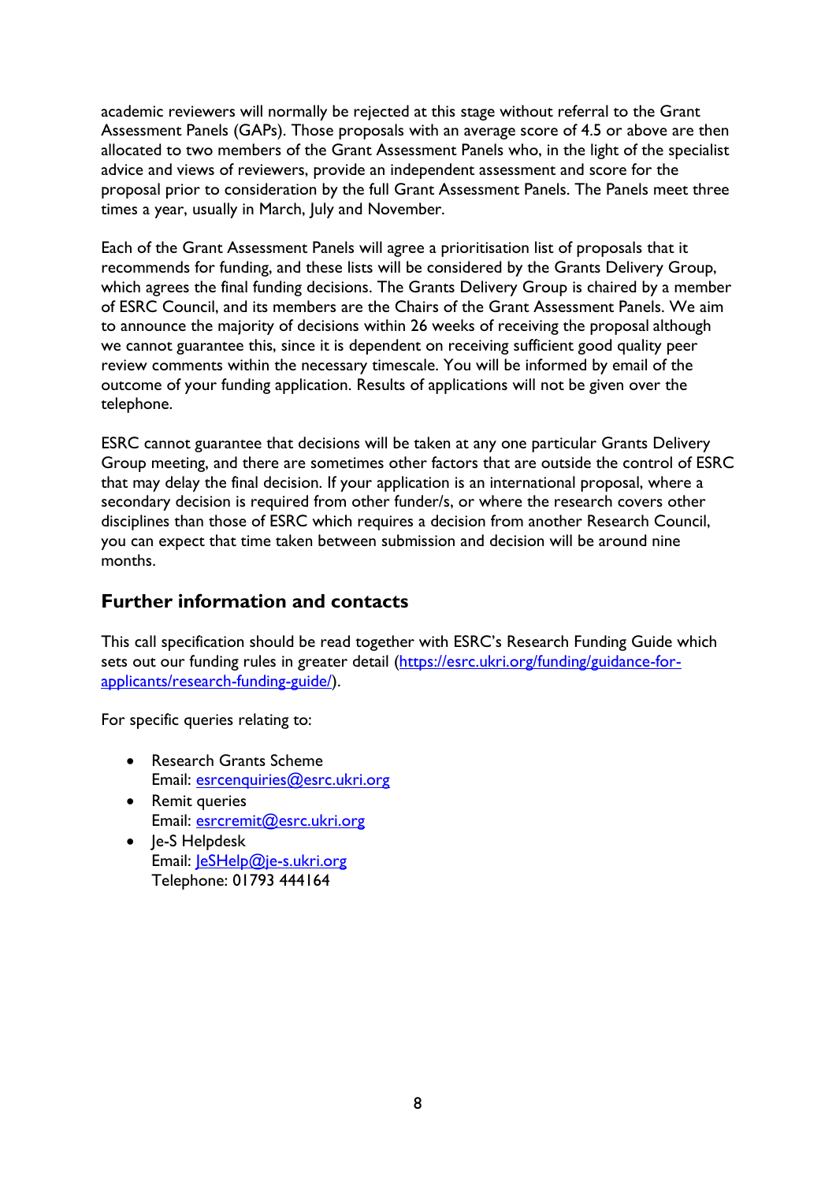academic reviewers will normally be rejected at this stage without referral to the Grant Assessment Panels (GAPs). Those proposals with an average score of 4.5 or above are then allocated to two members of the Grant Assessment Panels who, in the light of the specialist advice and views of reviewers, provide an independent assessment and score for the proposal prior to consideration by the full Grant Assessment Panels. The Panels meet three times a year, usually in March, July and November.

Each of the Grant Assessment Panels will agree a prioritisation list of proposals that it recommends for funding, and these lists will be considered by the Grants Delivery Group, which agrees the final funding decisions. The Grants Delivery Group is chaired by a member of ESRC Council, and its members are the Chairs of the Grant Assessment Panels. We aim to announce the majority of decisions within 26 weeks of receiving the proposal although we cannot guarantee this, since it is dependent on receiving sufficient good quality peer review comments within the necessary timescale. You will be informed by email of the outcome of your funding application. Results of applications will not be given over the telephone.

ESRC cannot guarantee that decisions will be taken at any one particular Grants Delivery Group meeting, and there are sometimes other factors that are outside the control of ESRC that may delay the final decision. If your application is an international proposal, where a secondary decision is required from other funder/s, or where the research covers other disciplines than those of ESRC which requires a decision from another Research Council, you can expect that time taken between submission and decision will be around nine months.

## Further information and contacts

This call specification should be read together with ESRC's Research Funding Guide which sets out our funding rules in greater detail (https://esrc.ukri.org/funding/guidance-for-applicants/research-funding-guide/).

For specific queries relating to:

- Research Grants Scheme
  Email: esrcenquiries@esrc.ukri.org
- Remit queries
  Email: esrcremit@esrc.ukri.org
- Je-S Helpdesk
  Email: JeSHelp@je-s.ukri.org
  Telephone: 01793 444164